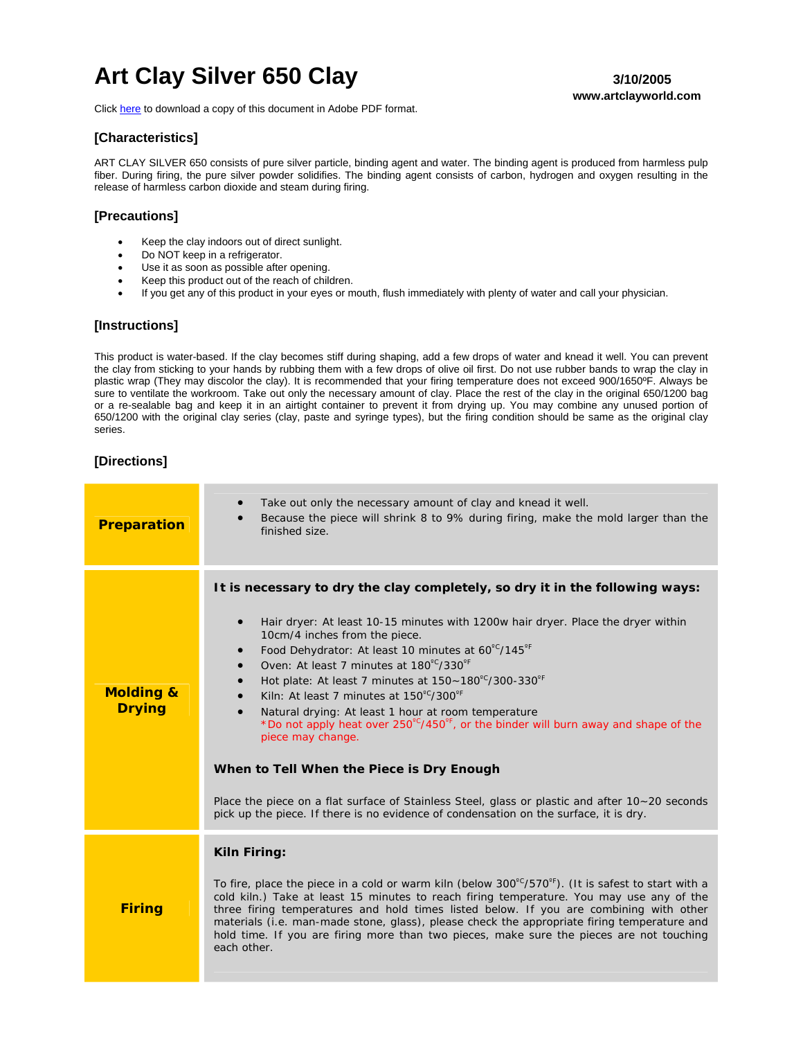# Art Clay Silver 650 Clay

**3/10/2005**
**www.artclayworld.com**

Click here to download a copy of this document in Adobe PDF format.

### [Characteristics]

ART CLAY SILVER 650 consists of pure silver particle, binding agent and water. The binding agent is produced from harmless pulp fiber. During firing, the pure silver powder solidifies. The binding agent consists of carbon, hydrogen and oxygen resulting in the release of harmless carbon dioxide and steam during firing.

### [Precautions]

- Keep the clay indoors out of direct sunlight.
- Do NOT keep in a refrigerator.
- Use it as soon as possible after opening.
- Keep this product out of the reach of children.
- If you get any of this product in your eyes or mouth, flush immediately with plenty of water and call your physician.

### [Instructions]

This product is water-based. If the clay becomes stiff during shaping, add a few drops of water and knead it well. You can prevent the clay from sticking to your hands by rubbing them with a few drops of olive oil first. Do not use rubber bands to wrap the clay in plastic wrap (They may discolor the clay). It is recommended that your firing temperature does not exceed 900/1650ºF. Always be sure to ventilate the workroom. Take out only the necessary amount of clay. Place the rest of the clay in the original 650/1200 bag or a re-sealable bag and keep it in an airtight container to prevent it from drying up. You may combine any unused portion of 650/1200 with the original clay series (clay, paste and syringe types), but the firing condition should be same as the original clay series.

### [Directions]

| | |
|---|---|
| **Preparation** | • Take out only the necessary amount of clay and knead it well.<br>• Because the piece will shrink 8 to 9% during firing, make the mold larger than the finished size. |
| **Molding & Drying** | **It is necessary to dry the clay completely, so dry it in the following ways:**<br><br>• Hair dryer: At least 10-15 minutes with 1200w hair dryer. Place the dryer within 10cm/4 inches from the piece.<br>• Food Dehydrator: At least 10 minutes at 60℃/145℉<br>• Oven: At least 7 minutes at 180℃/330℉<br>• Hot plate: At least 7 minutes at 150~180℃/300-330℉<br>• Kiln: At least 7 minutes at 150℃/300℉<br>• Natural drying: At least 1 hour at room temperature<br>*Do not apply heat over 250℃/450℉, or the binder will burn away and shape of the piece may change.<br><br>**When to Tell When the Piece is Dry Enough**<br><br>Place the piece on a flat surface of Stainless Steel, glass or plastic and after 10~20 seconds pick up the piece. If there is no evidence of condensation on the surface, it is dry. |
| **Firing** | **Kiln Firing:**<br><br>To fire, place the piece in a cold or warm kiln (below 300℃/570℉). (It is safest to start with a cold kiln.) Take at least 15 minutes to reach firing temperature. You may use any of the three firing temperatures and hold times listed below. If you are combining with other materials (i.e. man-made stone, glass), please check the appropriate firing temperature and hold time. If you are firing more than two pieces, make sure the pieces are not touching each other. |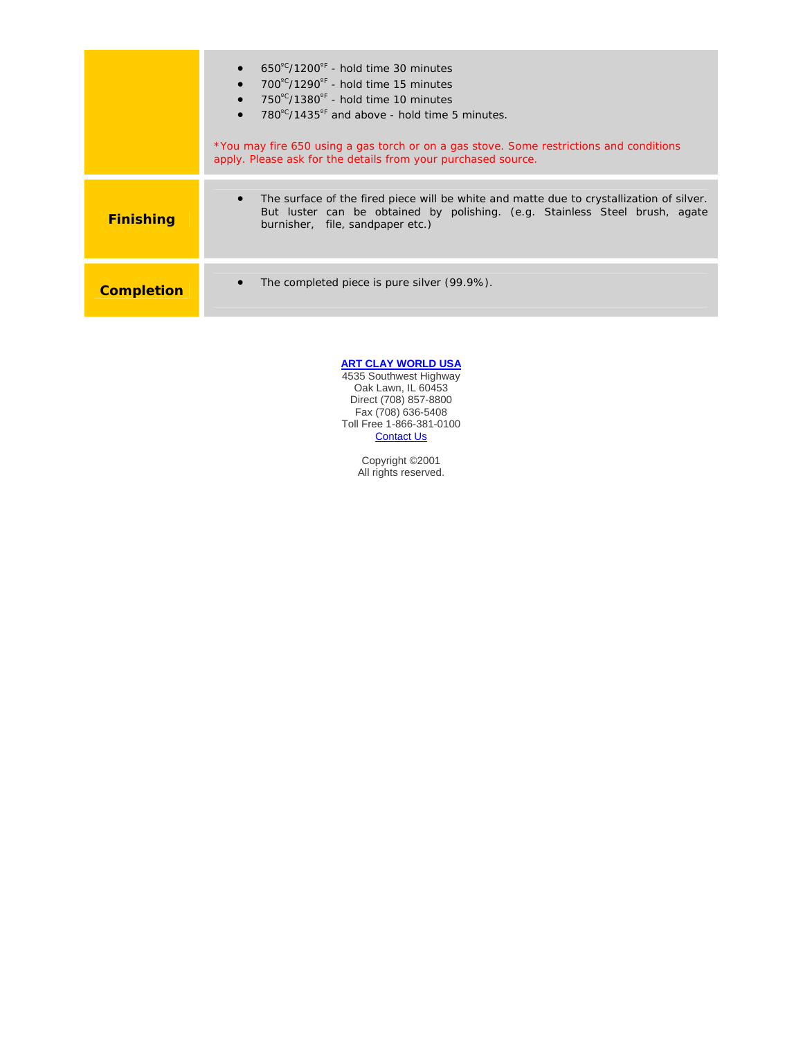| | |
|---|---|
| | • 650°C/1200°F - hold time 30 minutes<br>• 700°C/1290°F - hold time 15 minutes<br>• 750°C/1380°F - hold time 10 minutes<br>• 780°C/1435°F and above - hold time 5 minutes.<br><br>*You may fire 650 using a gas torch or on a gas stove. Some restrictions and conditions apply. Please ask for the details from your purchased source. |
| **Finishing** | • The surface of the fired piece will be white and matte due to crystallization of silver. But luster can be obtained by polishing. (e.g. Stainless Steel brush, agate burnisher, file, sandpaper etc.) |
| **Completion** | • The completed piece is pure silver (99.9%). |

**ART CLAY WORLD USA**
4535 Southwest Highway
Oak Lawn, IL 60453
Direct (708) 857-8800
Fax (708) 636-5408
Toll Free 1-866-381-0100
Contact Us

Copyright ©2001
All rights reserved.